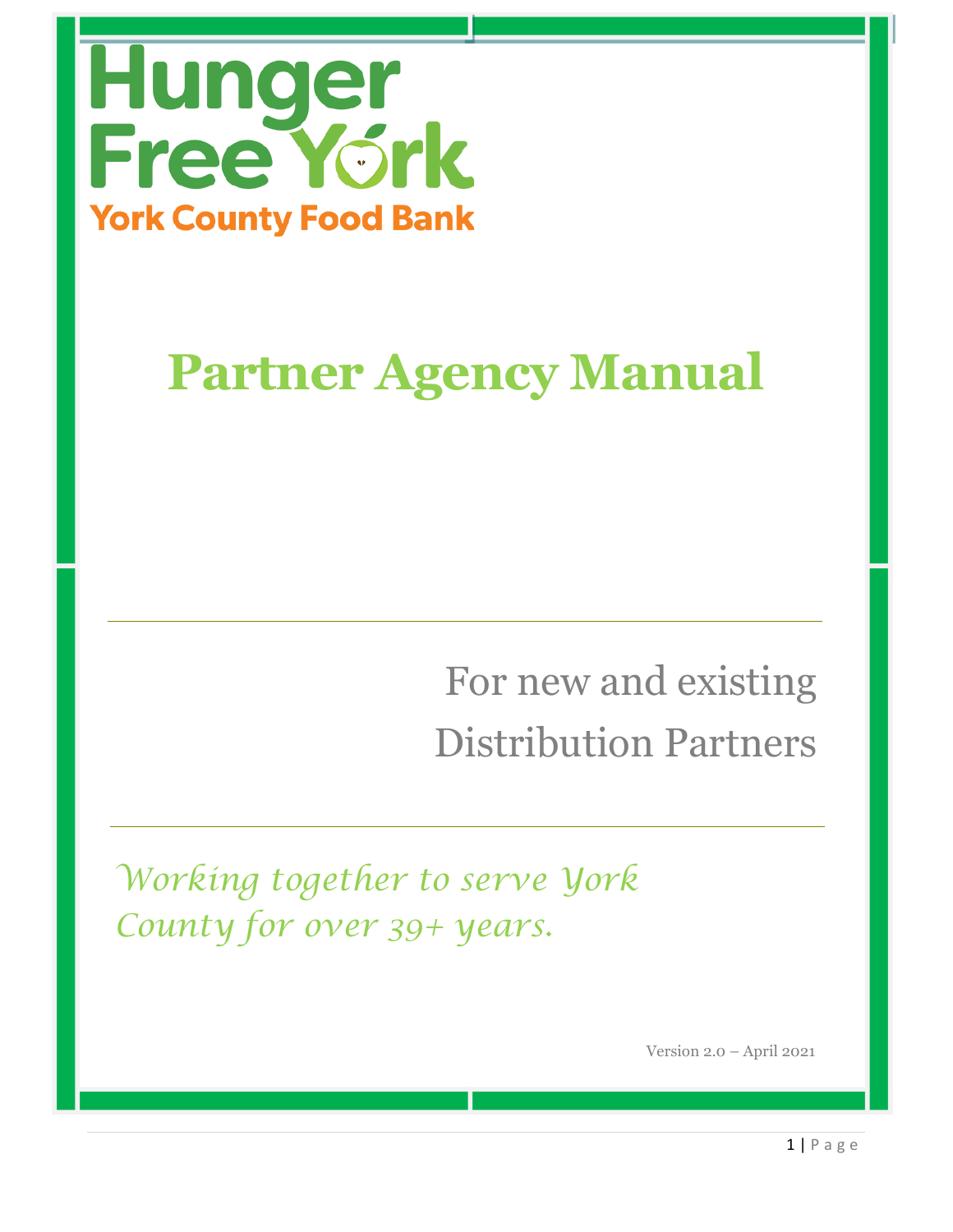Hunger Free York

York County Food Bank

# Partner Agency Manual

---

For new and existing

Distribution Partners

---

*Working together to serve York County for over 39+ years.*

Version 2.0 – April 2021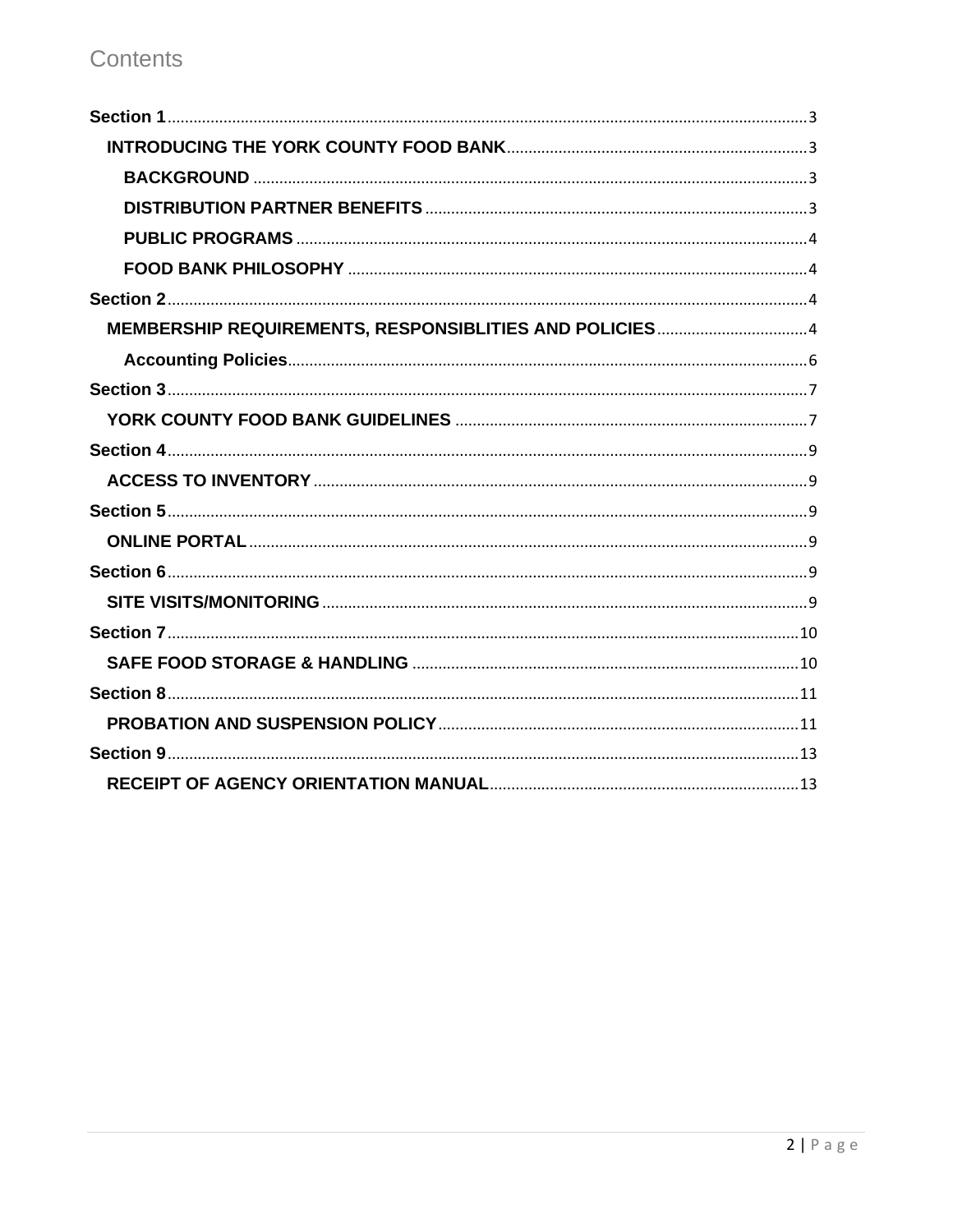# Contents

**Section 1** ..... 3

- **INTRODUCING THE YORK COUNTY FOOD BANK** ..... 3
  - **BACKGROUND** ..... 3
  - **DISTRIBUTION PARTNER BENEFITS** ..... 3
  - **PUBLIC PROGRAMS** ..... 4
  - **FOOD BANK PHILOSOPHY** ..... 4

**Section 2** ..... 4

- **MEMBERSHIP REQUIREMENTS, RESPONSIBLITIES AND POLICIES** ..... 4
  - **Accounting Policies** ..... 6

**Section 3** ..... 7

- **YORK COUNTY FOOD BANK GUIDELINES** ..... 7

**Section 4** ..... 9

- **ACCESS TO INVENTORY** ..... 9

**Section 5** ..... 9

- **ONLINE PORTAL** ..... 9

**Section 6** ..... 9

- **SITE VISITS/MONITORING** ..... 9

**Section 7** ..... 10

- **SAFE FOOD STORAGE & HANDLING** ..... 10

**Section 8** ..... 11

- **PROBATION AND SUSPENSION POLICY** ..... 11

**Section 9** ..... 13

- **RECEIPT OF AGENCY ORIENTATION MANUAL** ..... 13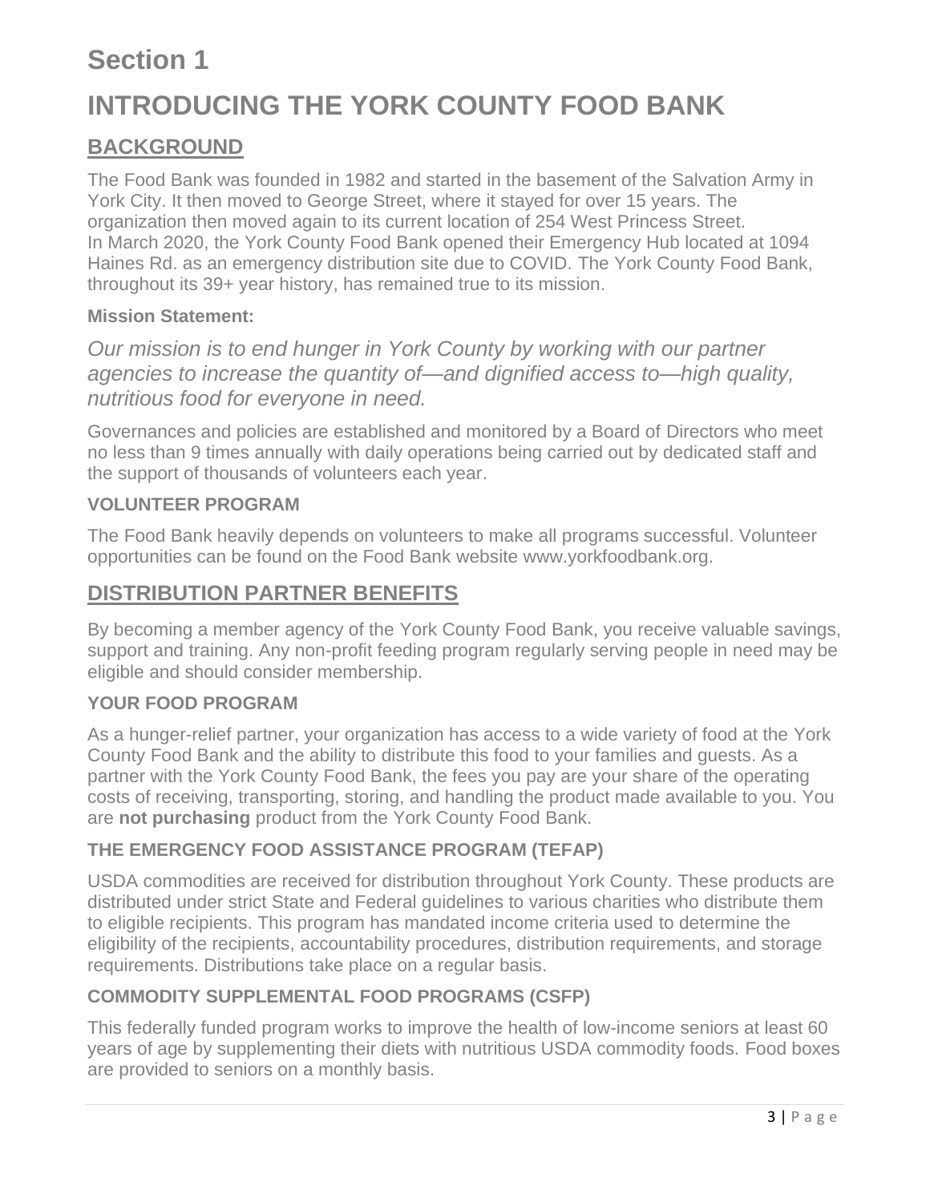# Section 1

# INTRODUCING THE YORK COUNTY FOOD BANK

## BACKGROUND

The Food Bank was founded in 1982 and started in the basement of the Salvation Army in York City. It then moved to George Street, where it stayed for over 15 years. The organization then moved again to its current location of 254 West Princess Street. In March 2020, the York County Food Bank opened their Emergency Hub located at 1094 Haines Rd. as an emergency distribution site due to COVID. The York County Food Bank, throughout its 39+ year history, has remained true to its mission.

**Mission Statement:**

*Our mission is to end hunger in York County by working with our partner agencies to increase the quantity of—and dignified access to—high quality, nutritious food for everyone in need.*

Governances and policies are established and monitored by a Board of Directors who meet no less than 9 times annually with daily operations being carried out by dedicated staff and the support of thousands of volunteers each year.

### VOLUNTEER PROGRAM

The Food Bank heavily depends on volunteers to make all programs successful. Volunteer opportunities can be found on the Food Bank website www.yorkfoodbank.org.

## DISTRIBUTION PARTNER BENEFITS

By becoming a member agency of the York County Food Bank, you receive valuable savings, support and training. Any non-profit feeding program regularly serving people in need may be eligible and should consider membership.

### YOUR FOOD PROGRAM

As a hunger-relief partner, your organization has access to a wide variety of food at the York County Food Bank and the ability to distribute this food to your families and guests. As a partner with the York County Food Bank, the fees you pay are your share of the operating costs of receiving, transporting, storing, and handling the product made available to you. You are **not purchasing** product from the York County Food Bank.

### THE EMERGENCY FOOD ASSISTANCE PROGRAM (TEFAP)

USDA commodities are received for distribution throughout York County. These products are distributed under strict State and Federal guidelines to various charities who distribute them to eligible recipients. This program has mandated income criteria used to determine the eligibility of the recipients, accountability procedures, distribution requirements, and storage requirements. Distributions take place on a regular basis.

### COMMODITY SUPPLEMENTAL FOOD PROGRAMS (CSFP)

This federally funded program works to improve the health of low-income seniors at least 60 years of age by supplementing their diets with nutritious USDA commodity foods. Food boxes are provided to seniors on a monthly basis.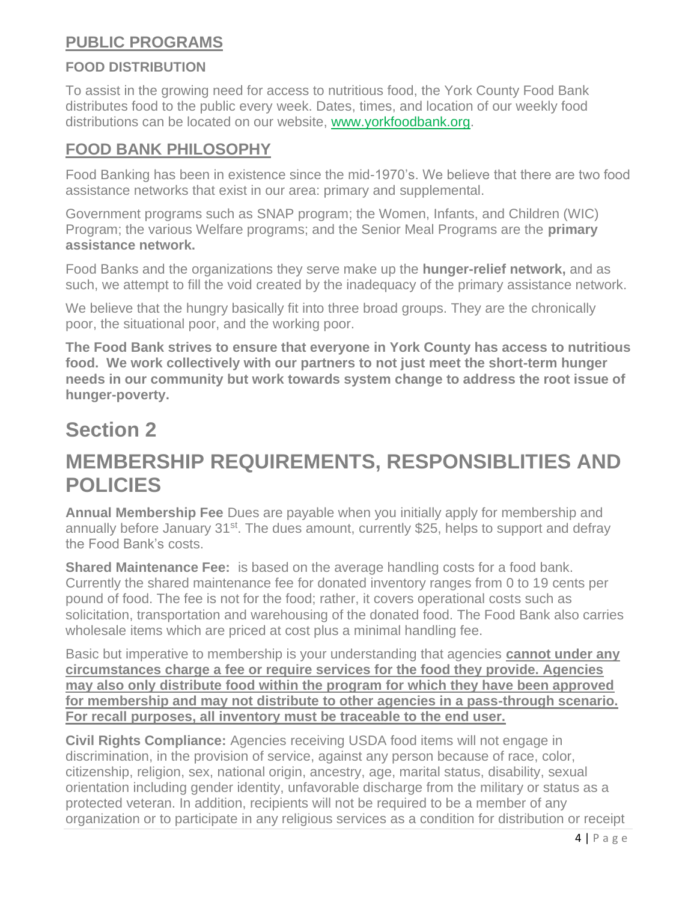## PUBLIC PROGRAMS

### FOOD DISTRIBUTION

To assist in the growing need for access to nutritious food, the York County Food Bank distributes food to the public every week. Dates, times, and location of our weekly food distributions can be located on our website, [www.yorkfoodbank.org](http://www.yorkfoodbank.org).

## FOOD BANK PHILOSOPHY

Food Banking has been in existence since the mid-1970's. We believe that there are two food assistance networks that exist in our area: primary and supplemental.

Government programs such as SNAP program; the Women, Infants, and Children (WIC) Program; the various Welfare programs; and the Senior Meal Programs are the **primary assistance network.**

Food Banks and the organizations they serve make up the **hunger-relief network,** and as such, we attempt to fill the void created by the inadequacy of the primary assistance network.

We believe that the hungry basically fit into three broad groups. They are the chronically poor, the situational poor, and the working poor.

**The Food Bank strives to ensure that everyone in York County has access to nutritious food. We work collectively with our partners to not just meet the short-term hunger needs in our community but work towards system change to address the root issue of hunger-poverty.**

# Section 2

# MEMBERSHIP REQUIREMENTS, RESPONSIBLITIES AND POLICIES

**Annual Membership Fee** Dues are payable when you initially apply for membership and annually before January 31st. The dues amount, currently $25, helps to support and defray the Food Bank's costs.

**Shared Maintenance Fee:** is based on the average handling costs for a food bank. Currently the shared maintenance fee for donated inventory ranges from 0 to 19 cents per pound of food. The fee is not for the food; rather, it covers operational costs such as solicitation, transportation and warehousing of the donated food. The Food Bank also carries wholesale items which are priced at cost plus a minimal handling fee.

Basic but imperative to membership is your understanding that agencies **cannot under any circumstances charge a fee or require services for the food they provide. Agencies may also only distribute food within the program for which they have been approved for membership and may not distribute to other agencies in a pass-through scenario. For recall purposes, all inventory must be traceable to the end user.**

**Civil Rights Compliance:** Agencies receiving USDA food items will not engage in discrimination, in the provision of service, against any person because of race, color, citizenship, religion, sex, national origin, ancestry, age, marital status, disability, sexual orientation including gender identity, unfavorable discharge from the military or status as a protected veteran. In addition, recipients will not be required to be a member of any organization or to participate in any religious services as a condition for distribution or receipt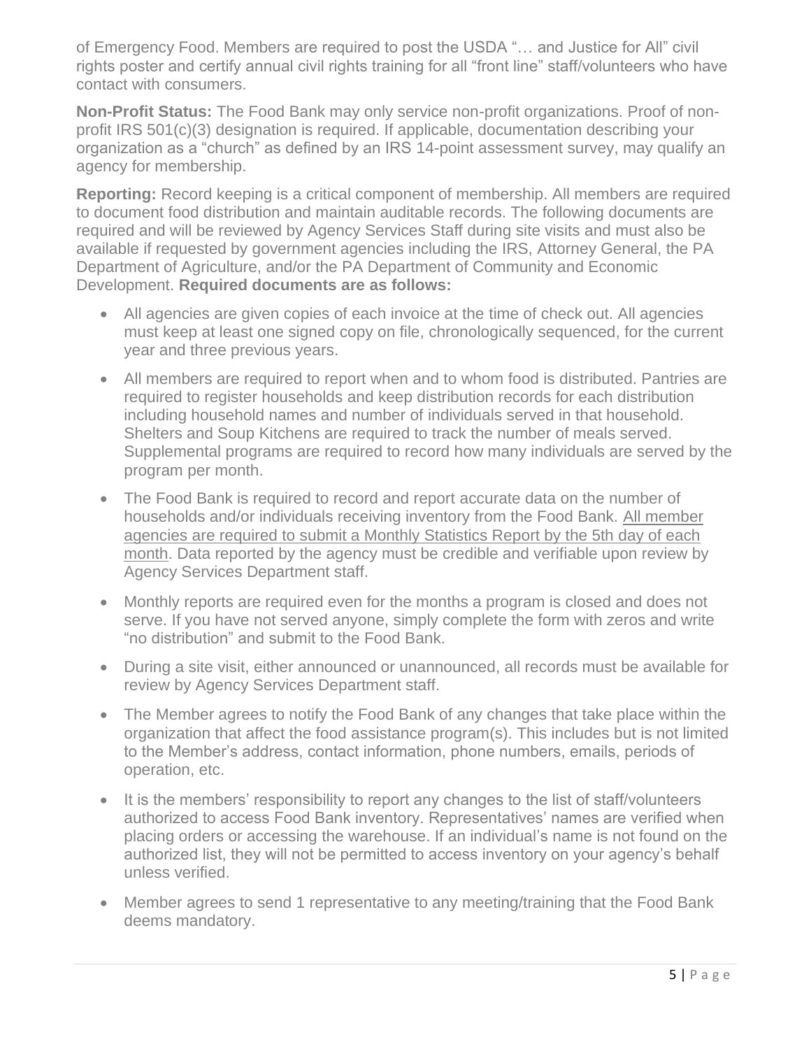of Emergency Food. Members are required to post the USDA "… and Justice for All" civil rights poster and certify annual civil rights training for all "front line" staff/volunteers who have contact with consumers.

**Non-Profit Status:** The Food Bank may only service non-profit organizations. Proof of non-profit IRS 501(c)(3) designation is required. If applicable, documentation describing your organization as a "church" as defined by an IRS 14-point assessment survey, may qualify an agency for membership.

**Reporting:** Record keeping is a critical component of membership. All members are required to document food distribution and maintain auditable records. The following documents are required and will be reviewed by Agency Services Staff during site visits and must also be available if requested by government agencies including the IRS, Attorney General, the PA Department of Agriculture, and/or the PA Department of Community and Economic Development. **Required documents are as follows:**

- All agencies are given copies of each invoice at the time of check out. All agencies must keep at least one signed copy on file, chronologically sequenced, for the current year and three previous years.
- All members are required to report when and to whom food is distributed. Pantries are required to register households and keep distribution records for each distribution including household names and number of individuals served in that household. Shelters and Soup Kitchens are required to track the number of meals served. Supplemental programs are required to record how many individuals are served by the program per month.
- The Food Bank is required to record and report accurate data on the number of households and/or individuals receiving inventory from the Food Bank. All member agencies are required to submit a Monthly Statistics Report by the 5th day of each month. Data reported by the agency must be credible and verifiable upon review by Agency Services Department staff.
- Monthly reports are required even for the months a program is closed and does not serve. If you have not served anyone, simply complete the form with zeros and write "no distribution" and submit to the Food Bank.
- During a site visit, either announced or unannounced, all records must be available for review by Agency Services Department staff.
- The Member agrees to notify the Food Bank of any changes that take place within the organization that affect the food assistance program(s). This includes but is not limited to the Member's address, contact information, phone numbers, emails, periods of operation, etc.
- It is the members' responsibility to report any changes to the list of staff/volunteers authorized to access Food Bank inventory. Representatives' names are verified when placing orders or accessing the warehouse. If an individual's name is not found on the authorized list, they will not be permitted to access inventory on your agency's behalf unless verified.
- Member agrees to send 1 representative to any meeting/training that the Food Bank deems mandatory.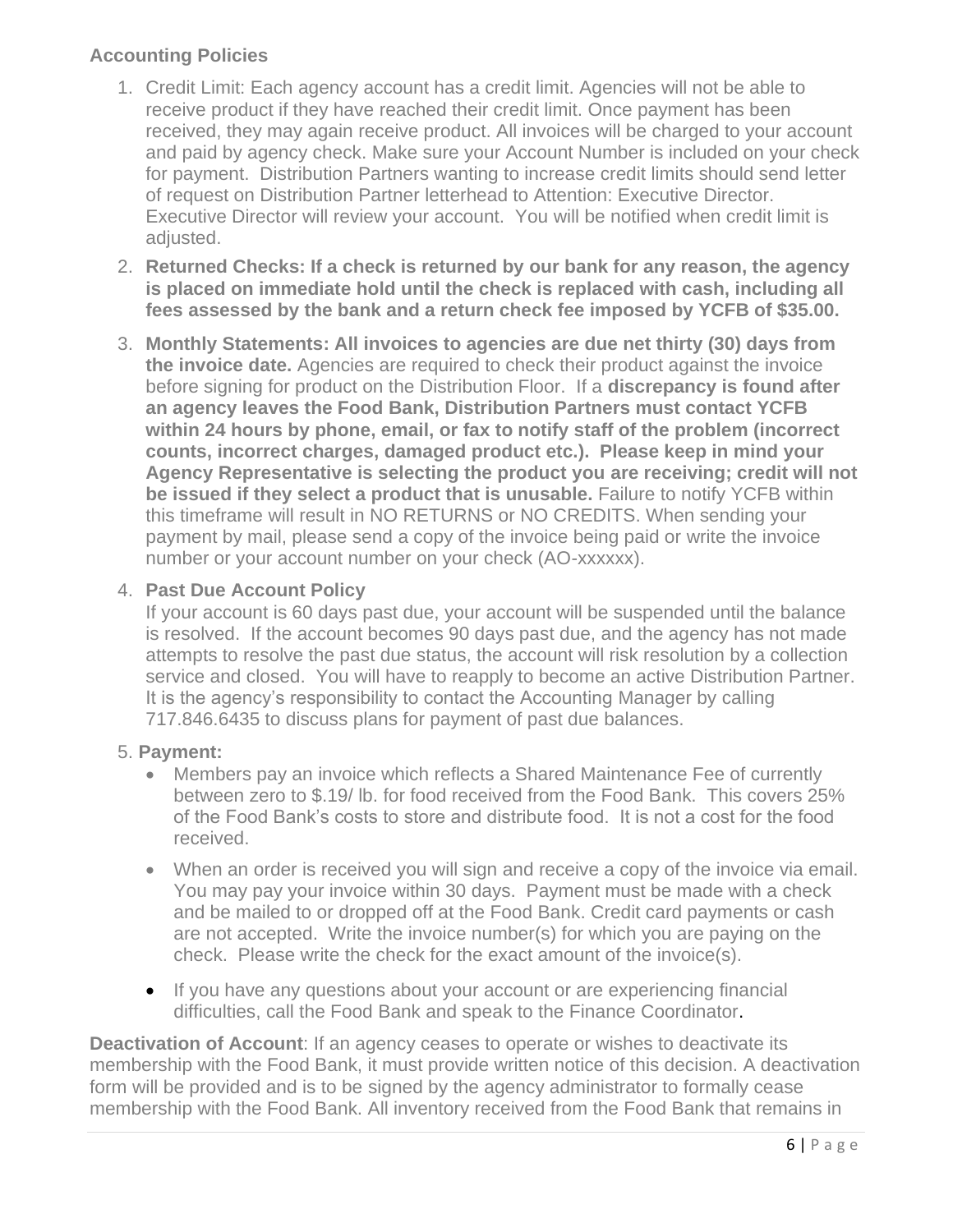### Accounting Policies

1. Credit Limit: Each agency account has a credit limit. Agencies will not be able to receive product if they have reached their credit limit. Once payment has been received, they may again receive product. All invoices will be charged to your account and paid by agency check. Make sure your Account Number is included on your check for payment. Distribution Partners wanting to increase credit limits should send letter of request on Distribution Partner letterhead to Attention: Executive Director. Executive Director will review your account. You will be notified when credit limit is adjusted.
2. **Returned Checks: If a check is returned by our bank for any reason, the agency is placed on immediate hold until the check is replaced with cash, including all fees assessed by the bank and a return check fee imposed by YCFB of $35.00.**
3. **Monthly Statements: All invoices to agencies are due net thirty (30) days from the invoice date.** Agencies are required to check their product against the invoice before signing for product on the Distribution Floor. If a **discrepancy is found after an agency leaves the Food Bank, Distribution Partners must contact YCFB within 24 hours by phone, email, or fax to notify staff of the problem (incorrect counts, incorrect charges, damaged product etc.). Please keep in mind your Agency Representative is selecting the product you are receiving; credit will not be issued if they select a product that is unusable.** Failure to notify YCFB within this timeframe will result in NO RETURNS or NO CREDITS. When sending your payment by mail, please send a copy of the invoice being paid or write the invoice number or your account number on your check (AO-xxxxxx).
4. **Past Due Account Policy**
   If your account is 60 days past due, your account will be suspended until the balance is resolved. If the account becomes 90 days past due, and the agency has not made attempts to resolve the past due status, the account will risk resolution by a collection service and closed. You will have to reapply to become an active Distribution Partner. It is the agency's responsibility to contact the Accounting Manager by calling 717.846.6435 to discuss plans for payment of past due balances.
5. **Payment:**
   - Members pay an invoice which reflects a Shared Maintenance Fee of currently between zero to $.19/ lb. for food received from the Food Bank. This covers 25% of the Food Bank's costs to store and distribute food. It is not a cost for the food received.
   - When an order is received you will sign and receive a copy of the invoice via email. You may pay your invoice within 30 days. Payment must be made with a check and be mailed to or dropped off at the Food Bank. Credit card payments or cash are not accepted. Write the invoice number(s) for which you are paying on the check. Please write the check for the exact amount of the invoice(s).
   - If you have any questions about your account or are experiencing financial difficulties, call the Food Bank and speak to the Finance Coordinator.

**Deactivation of Account**: If an agency ceases to operate or wishes to deactivate its membership with the Food Bank, it must provide written notice of this decision. A deactivation form will be provided and is to be signed by the agency administrator to formally cease membership with the Food Bank. All inventory received from the Food Bank that remains in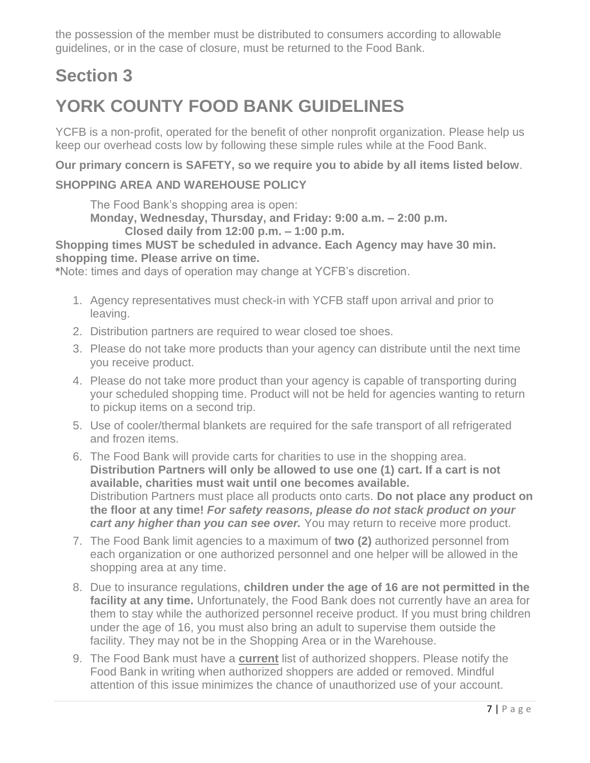the possession of the member must be distributed to consumers according to allowable guidelines, or in the case of closure, must be returned to the Food Bank.

# Section 3

# YORK COUNTY FOOD BANK GUIDELINES

YCFB is a non-profit, operated for the benefit of other nonprofit organization. Please help us keep our overhead costs low by following these simple rules while at the Food Bank.

**Our primary concern is SAFETY, so we require you to abide by all items listed below**.

**SHOPPING AREA AND WAREHOUSE POLICY**

The Food Bank's shopping area is open:
**Monday, Wednesday, Thursday, and Friday: 9:00 a.m. – 2:00 p.m.**
**Closed daily from 12:00 p.m. – 1:00 p.m.**

**Shopping times MUST be scheduled in advance. Each Agency may have 30 min. shopping time. Please arrive on time.**

**\***Note: times and days of operation may change at YCFB's discretion.

1. Agency representatives must check-in with YCFB staff upon arrival and prior to leaving.
2. Distribution partners are required to wear closed toe shoes.
3. Please do not take more products than your agency can distribute until the next time you receive product.
4. Please do not take more product than your agency is capable of transporting during your scheduled shopping time. Product will not be held for agencies wanting to return to pickup items on a second trip.
5. Use of cooler/thermal blankets are required for the safe transport of all refrigerated and frozen items.
6. The Food Bank will provide carts for charities to use in the shopping area. **Distribution Partners will only be allowed to use one (1) cart. If a cart is not available, charities must wait until one becomes available.** Distribution Partners must place all products onto carts. **Do not place any product on the floor at any time!** ***For safety reasons, please do not stack product on your cart any higher than you can see over.*** You may return to receive more product.
7. The Food Bank limit agencies to a maximum of **two (2)** authorized personnel from each organization or one authorized personnel and one helper will be allowed in the shopping area at any time.
8. Due to insurance regulations, **children under the age of 16 are not permitted in the facility at any time.** Unfortunately, the Food Bank does not currently have an area for them to stay while the authorized personnel receive product. If you must bring children under the age of 16, you must also bring an adult to supervise them outside the facility. They may not be in the Shopping Area or in the Warehouse.
9. The Food Bank must have a **current** list of authorized shoppers. Please notify the Food Bank in writing when authorized shoppers are added or removed. Mindful attention of this issue minimizes the chance of unauthorized use of your account.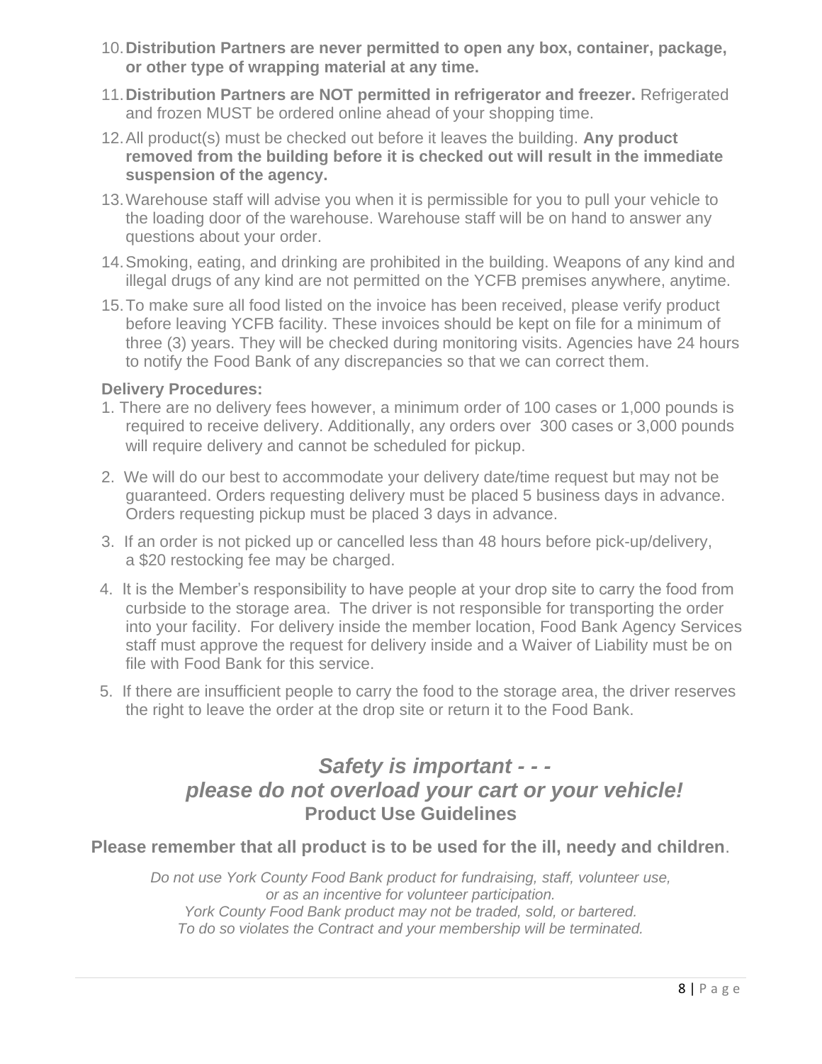10. **Distribution Partners are never permitted to open any box, container, package, or other type of wrapping material at any time.**
11. **Distribution Partners are NOT permitted in refrigerator and freezer.** Refrigerated and frozen MUST be ordered online ahead of your shopping time.
12. All product(s) must be checked out before it leaves the building. **Any product removed from the building before it is checked out will result in the immediate suspension of the agency.**
13. Warehouse staff will advise you when it is permissible for you to pull your vehicle to the loading door of the warehouse. Warehouse staff will be on hand to answer any questions about your order.
14. Smoking, eating, and drinking are prohibited in the building. Weapons of any kind and illegal drugs of any kind are not permitted on the YCFB premises anywhere, anytime.
15. To make sure all food listed on the invoice has been received, please verify product before leaving YCFB facility. These invoices should be kept on file for a minimum of three (3) years. They will be checked during monitoring visits. Agencies have 24 hours to notify the Food Bank of any discrepancies so that we can correct them.

**Delivery Procedures:**

1. There are no delivery fees however, a minimum order of 100 cases or 1,000 pounds is required to receive delivery. Additionally, any orders over 300 cases or 3,000 pounds will require delivery and cannot be scheduled for pickup.
2. We will do our best to accommodate your delivery date/time request but may not be guaranteed. Orders requesting delivery must be placed 5 business days in advance. Orders requesting pickup must be placed 3 days in advance.
3. If an order is not picked up or cancelled less than 48 hours before pick-up/delivery, a $20 restocking fee may be charged.
4. It is the Member's responsibility to have people at your drop site to carry the food from curbside to the storage area. The driver is not responsible for transporting the order into your facility. For delivery inside the member location, Food Bank Agency Services staff must approve the request for delivery inside and a Waiver of Liability must be on file with Food Bank for this service.
5. If there are insufficient people to carry the food to the storage area, the driver reserves the right to leave the order at the drop site or return it to the Food Bank.

***Safety is important - - -***
***please do not overload your cart or your vehicle!***

## Product Use Guidelines

**Please remember that all product is to be used for the ill, needy and children**.

*Do not use York County Food Bank product for fundraising, staff, volunteer use, or as an incentive for volunteer participation.*
*York County Food Bank product may not be traded, sold, or bartered.*
*To do so violates the Contract and your membership will be terminated.*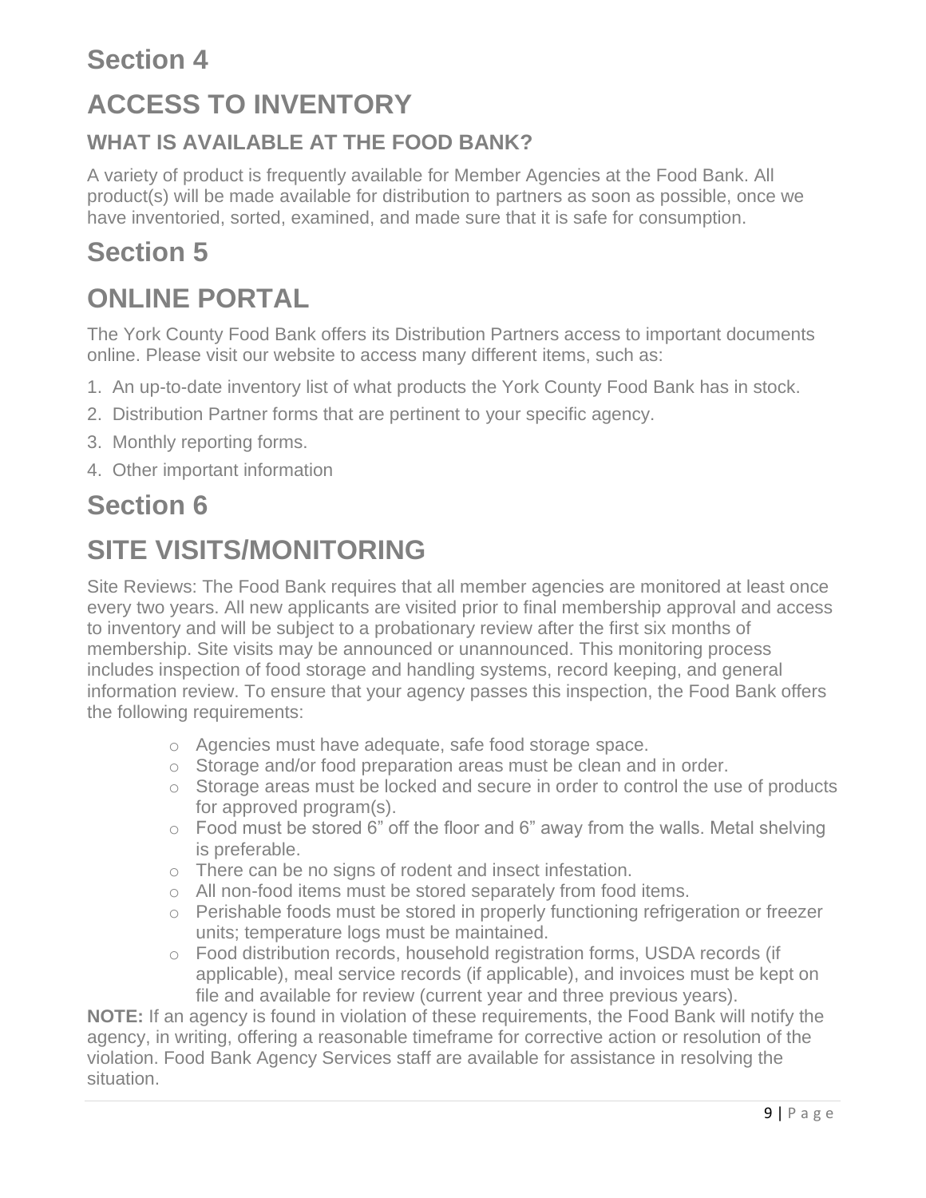# Section 4

# ACCESS TO INVENTORY

### WHAT IS AVAILABLE AT THE FOOD BANK?

A variety of product is frequently available for Member Agencies at the Food Bank. All product(s) will be made available for distribution to partners as soon as possible, once we have inventoried, sorted, examined, and made sure that it is safe for consumption.

# Section 5

# ONLINE PORTAL

The York County Food Bank offers its Distribution Partners access to important documents online. Please visit our website to access many different items, such as:

1. An up-to-date inventory list of what products the York County Food Bank has in stock.
2. Distribution Partner forms that are pertinent to your specific agency.
3. Monthly reporting forms.
4. Other important information

# Section 6

# SITE VISITS/MONITORING

Site Reviews: The Food Bank requires that all member agencies are monitored at least once every two years. All new applicants are visited prior to final membership approval and access to inventory and will be subject to a probationary review after the first six months of membership. Site visits may be announced or unannounced. This monitoring process includes inspection of food storage and handling systems, record keeping, and general information review. To ensure that your agency passes this inspection, the Food Bank offers the following requirements:

- Agencies must have adequate, safe food storage space.
- Storage and/or food preparation areas must be clean and in order.
- Storage areas must be locked and secure in order to control the use of products for approved program(s).
- Food must be stored 6" off the floor and 6" away from the walls. Metal shelving is preferable.
- There can be no signs of rodent and insect infestation.
- All non-food items must be stored separately from food items.
- Perishable foods must be stored in properly functioning refrigeration or freezer units; temperature logs must be maintained.
- Food distribution records, household registration forms, USDA records (if applicable), meal service records (if applicable), and invoices must be kept on file and available for review (current year and three previous years).

**NOTE:** If an agency is found in violation of these requirements, the Food Bank will notify the agency, in writing, offering a reasonable timeframe for corrective action or resolution of the violation. Food Bank Agency Services staff are available for assistance in resolving the situation.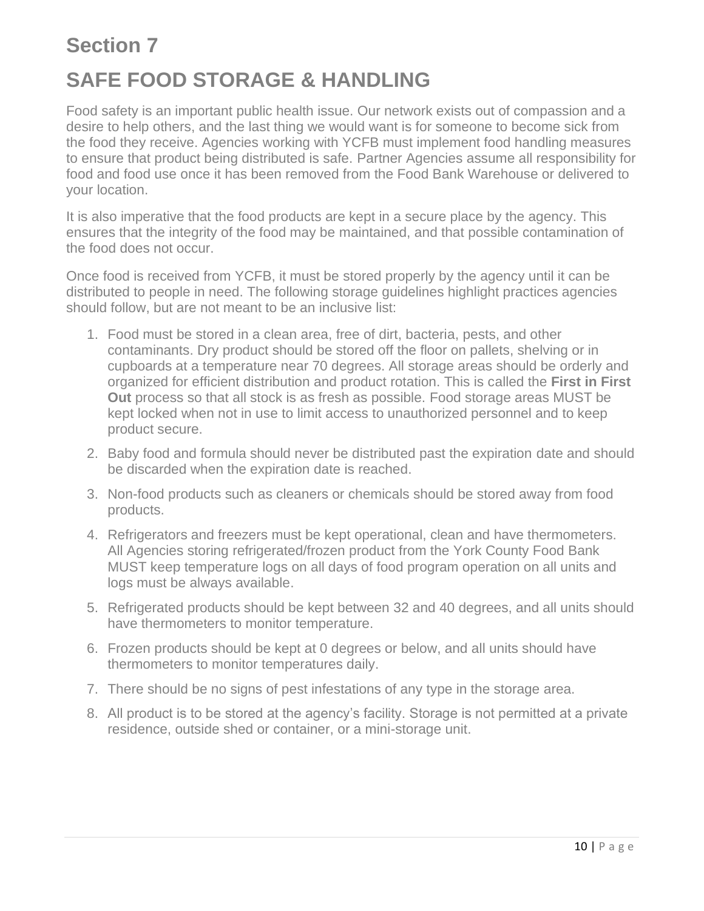# Section 7

# SAFE FOOD STORAGE & HANDLING

Food safety is an important public health issue. Our network exists out of compassion and a desire to help others, and the last thing we would want is for someone to become sick from the food they receive. Agencies working with YCFB must implement food handling measures to ensure that product being distributed is safe. Partner Agencies assume all responsibility for food and food use once it has been removed from the Food Bank Warehouse or delivered to your location.

It is also imperative that the food products are kept in a secure place by the agency. This ensures that the integrity of the food may be maintained, and that possible contamination of the food does not occur.

Once food is received from YCFB, it must be stored properly by the agency until it can be distributed to people in need. The following storage guidelines highlight practices agencies should follow, but are not meant to be an inclusive list:

1. Food must be stored in a clean area, free of dirt, bacteria, pests, and other contaminants. Dry product should be stored off the floor on pallets, shelving or in cupboards at a temperature near 70 degrees. All storage areas should be orderly and organized for efficient distribution and product rotation. This is called the **First in First Out** process so that all stock is as fresh as possible. Food storage areas MUST be kept locked when not in use to limit access to unauthorized personnel and to keep product secure.
2. Baby food and formula should never be distributed past the expiration date and should be discarded when the expiration date is reached.
3. Non-food products such as cleaners or chemicals should be stored away from food products.
4. Refrigerators and freezers must be kept operational, clean and have thermometers. All Agencies storing refrigerated/frozen product from the York County Food Bank MUST keep temperature logs on all days of food program operation on all units and logs must be always available.
5. Refrigerated products should be kept between 32 and 40 degrees, and all units should have thermometers to monitor temperature.
6. Frozen products should be kept at 0 degrees or below, and all units should have thermometers to monitor temperatures daily.
7. There should be no signs of pest infestations of any type in the storage area.
8. All product is to be stored at the agency's facility. Storage is not permitted at a private residence, outside shed or container, or a mini-storage unit.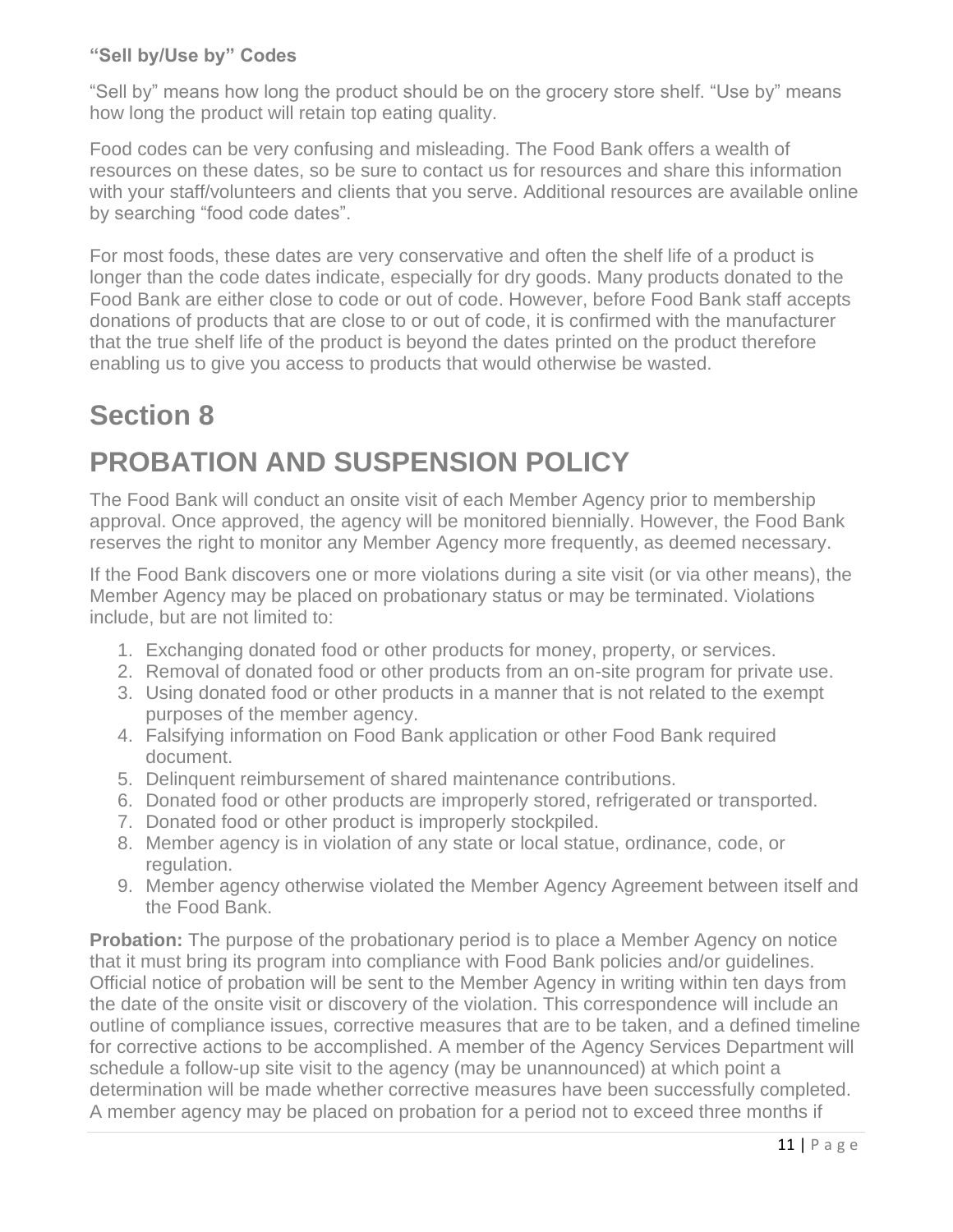**“Sell by/Use by” Codes**

“Sell by” means how long the product should be on the grocery store shelf. “Use by” means how long the product will retain top eating quality.

Food codes can be very confusing and misleading. The Food Bank offers a wealth of resources on these dates, so be sure to contact us for resources and share this information with your staff/volunteers and clients that you serve. Additional resources are available online by searching “food code dates”.

For most foods, these dates are very conservative and often the shelf life of a product is longer than the code dates indicate, especially for dry goods. Many products donated to the Food Bank are either close to code or out of code. However, before Food Bank staff accepts donations of products that are close to or out of code, it is confirmed with the manufacturer that the true shelf life of the product is beyond the dates printed on the product therefore enabling us to give you access to products that would otherwise be wasted.

# Section 8

# PROBATION AND SUSPENSION POLICY

The Food Bank will conduct an onsite visit of each Member Agency prior to membership approval. Once approved, the agency will be monitored biennially. However, the Food Bank reserves the right to monitor any Member Agency more frequently, as deemed necessary.

If the Food Bank discovers one or more violations during a site visit (or via other means), the Member Agency may be placed on probationary status or may be terminated. Violations include, but are not limited to:

1. Exchanging donated food or other products for money, property, or services.
2. Removal of donated food or other products from an on-site program for private use.
3. Using donated food or other products in a manner that is not related to the exempt purposes of the member agency.
4. Falsifying information on Food Bank application or other Food Bank required document.
5. Delinquent reimbursement of shared maintenance contributions.
6. Donated food or other products are improperly stored, refrigerated or transported.
7. Donated food or other product is improperly stockpiled.
8. Member agency is in violation of any state or local statue, ordinance, code, or regulation.
9. Member agency otherwise violated the Member Agency Agreement between itself and the Food Bank.

**Probation:** The purpose of the probationary period is to place a Member Agency on notice that it must bring its program into compliance with Food Bank policies and/or guidelines. Official notice of probation will be sent to the Member Agency in writing within ten days from the date of the onsite visit or discovery of the violation. This correspondence will include an outline of compliance issues, corrective measures that are to be taken, and a defined timeline for corrective actions to be accomplished. A member of the Agency Services Department will schedule a follow-up site visit to the agency (may be unannounced) at which point a determination will be made whether corrective measures have been successfully completed. A member agency may be placed on probation for a period not to exceed three months if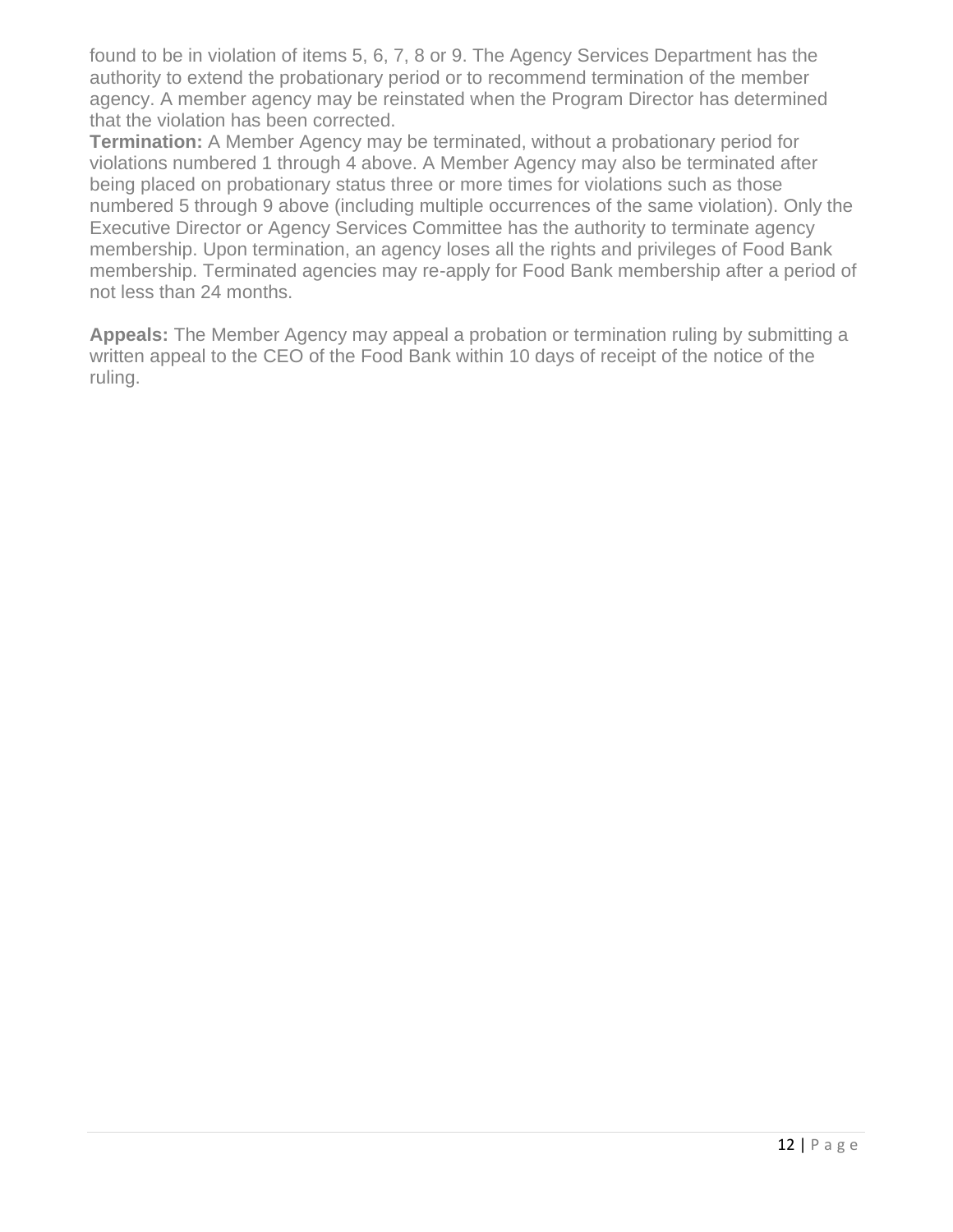found to be in violation of items 5, 6, 7, 8 or 9. The Agency Services Department has the authority to extend the probationary period or to recommend termination of the member agency. A member agency may be reinstated when the Program Director has determined that the violation has been corrected.

**Termination:** A Member Agency may be terminated, without a probationary period for violations numbered 1 through 4 above. A Member Agency may also be terminated after being placed on probationary status three or more times for violations such as those numbered 5 through 9 above (including multiple occurrences of the same violation). Only the Executive Director or Agency Services Committee has the authority to terminate agency membership. Upon termination, an agency loses all the rights and privileges of Food Bank membership. Terminated agencies may re-apply for Food Bank membership after a period of not less than 24 months.

**Appeals:** The Member Agency may appeal a probation or termination ruling by submitting a written appeal to the CEO of the Food Bank within 10 days of receipt of the notice of the ruling.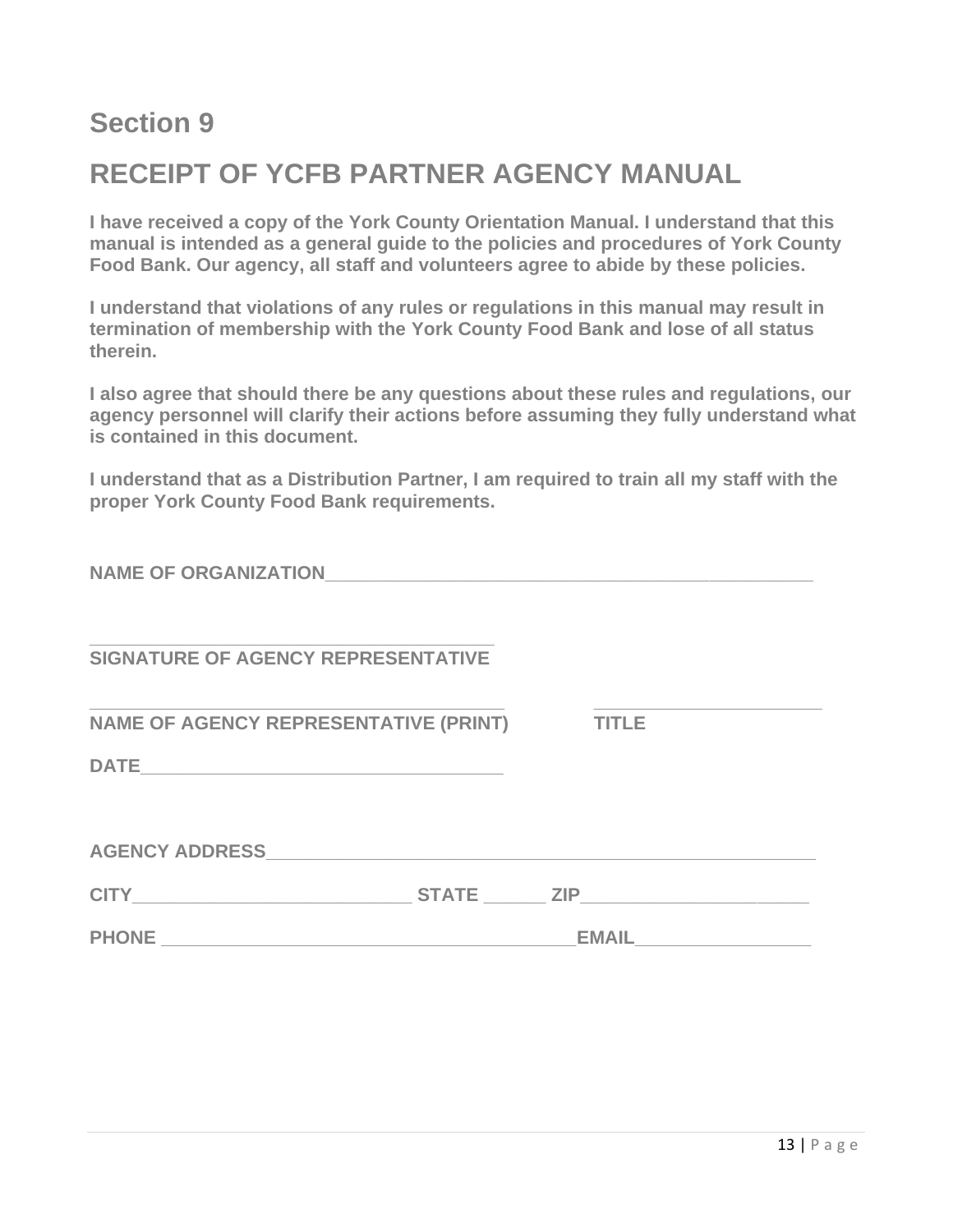# Section 9

# RECEIPT OF YCFB PARTNER AGENCY MANUAL

**I have received a copy of the York County Orientation Manual. I understand that this manual is intended as a general guide to the policies and procedures of York County Food Bank. Our agency, all staff and volunteers agree to abide by these policies.**

**I understand that violations of any rules or regulations in this manual may result in termination of membership with the York County Food Bank and lose of all status therein.**

**I also agree that should there be any questions about these rules and regulations, our agency personnel will clarify their actions before assuming they fully understand what is contained in this document.**

**I understand that as a Distribution Partner, I am required to train all my staff with the proper York County Food Bank requirements.**

**NAME OF ORGANIZATION**_______________________________________________

_______________________________________
**SIGNATURE OF AGENCY REPRESENTATIVE**

_______________________________________ ______________________
**NAME OF AGENCY REPRESENTATIVE (PRINT)** **TITLE**

**DATE**___________________________________

**AGENCY ADDRESS**_____________________________________________________

**CITY**___________________________ **STATE** ______ **ZIP**_____________________

**PHONE** ________________________________________**EMAIL**_________________